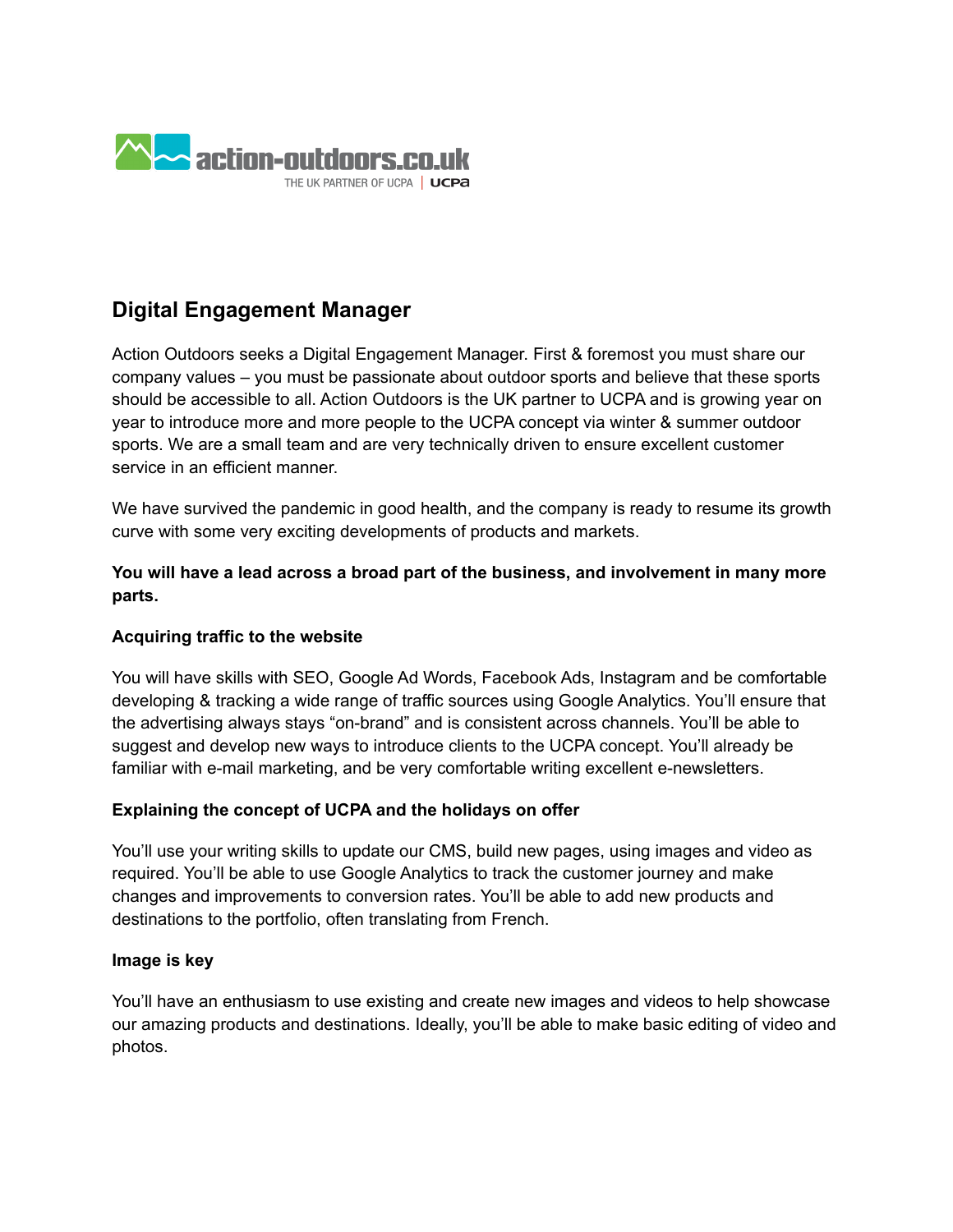action-outdoors.co.uk

THE UK PARTNER OF UCPA | UCPA

## Digital Engagement Manager

Action Outdoors seeks a Digital Engagement Manager. First & foremost you must share our company values – you must be passionate about outdoor sports and believe that these sports should be accessible to all. Action Outdoors is the UK partner to UCPA and is growing year on year to introduce more and more people to the UCPA concept via winter & summer outdoor sports. We are a small team and are very technically driven to ensure excellent customer service in an efficient manner.

We have survived the pandemic in good health, and the company is ready to resume its growth curve with some very exciting developments of products and markets.

**You will have a lead across a broad part of the business, and involvement in many more parts.**

**Acquiring traffic to the website**

You will have skills with SEO, Google Ad Words, Facebook Ads, Instagram and be comfortable developing & tracking a wide range of traffic sources using Google Analytics. You'll ensure that the advertising always stays "on-brand" and is consistent across channels. You'll be able to suggest and develop new ways to introduce clients to the UCPA concept. You'll already be familiar with e-mail marketing, and be very comfortable writing excellent e-newsletters.

**Explaining the concept of UCPA and the holidays on offer**

You'll use your writing skills to update our CMS, build new pages, using images and video as required. You'll be able to use Google Analytics to track the customer journey and make changes and improvements to conversion rates. You'll be able to add new products and destinations to the portfolio, often translating from French.

**Image is key**

You'll have an enthusiasm to use existing and create new images and videos to help showcase our amazing products and destinations. Ideally, you'll be able to make basic editing of video and photos.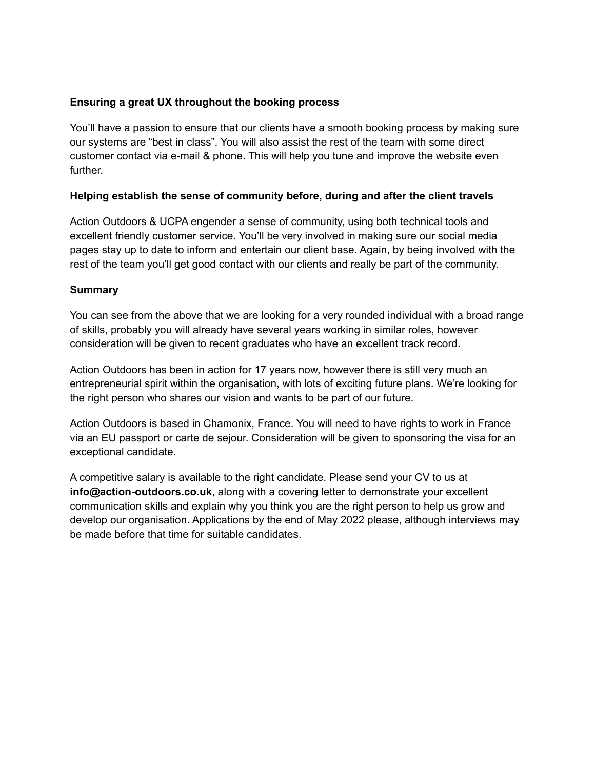**Ensuring a great UX throughout the booking process**

You'll have a passion to ensure that our clients have a smooth booking process by making sure our systems are "best in class". You will also assist the rest of the team with some direct customer contact via e-mail & phone. This will help you tune and improve the website even further.

**Helping establish the sense of community before, during and after the client travels**

Action Outdoors & UCPA engender a sense of community, using both technical tools and excellent friendly customer service. You'll be very involved in making sure our social media pages stay up to date to inform and entertain our client base. Again, by being involved with the rest of the team you'll get good contact with our clients and really be part of the community.

**Summary**

You can see from the above that we are looking for a very rounded individual with a broad range of skills, probably you will already have several years working in similar roles, however consideration will be given to recent graduates who have an excellent track record.

Action Outdoors has been in action for 17 years now, however there is still very much an entrepreneurial spirit within the organisation, with lots of exciting future plans. We're looking for the right person who shares our vision and wants to be part of our future.

Action Outdoors is based in Chamonix, France. You will need to have rights to work in France via an EU passport or carte de sejour. Consideration will be given to sponsoring the visa for an exceptional candidate.

A competitive salary is available to the right candidate. Please send your CV to us at **info@action-outdoors.co.uk**, along with a covering letter to demonstrate your excellent communication skills and explain why you think you are the right person to help us grow and develop our organisation. Applications by the end of May 2022 please, although interviews may be made before that time for suitable candidates.